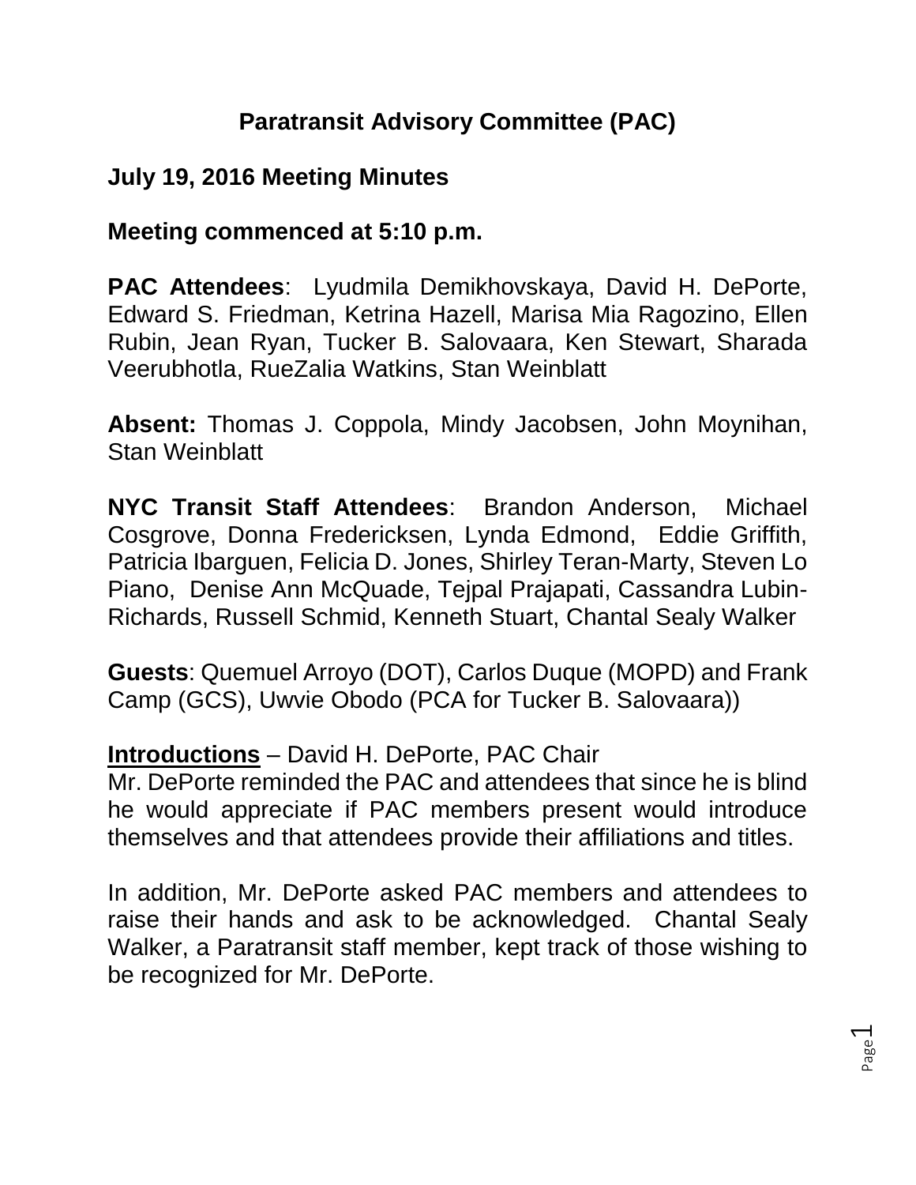# Paratransit Advisory Committee (PAC)

## July 19, 2016 Meeting Minutes

## Meeting commenced at 5:10 p.m.

**PAC Attendees**: Lyudmila Demikhovskaya, David H. DePorte, Edward S. Friedman, Ketrina Hazell, Marisa Mia Ragozino, Ellen Rubin, Jean Ryan, Tucker B. Salovaara, Ken Stewart, Sharada Veerubhotla, RueZalia Watkins, Stan Weinblatt

**Absent:** Thomas J. Coppola, Mindy Jacobsen, John Moynihan, Stan Weinblatt

**NYC Transit Staff Attendees**: Brandon Anderson, Michael Cosgrove, Donna Fredericksen, Lynda Edmond, Eddie Griffith, Patricia Ibarguen, Felicia D. Jones, Shirley Teran-Marty, Steven Lo Piano, Denise Ann McQuade, Tejpal Prajapati, Cassandra Lubin-Richards, Russell Schmid, Kenneth Stuart, Chantal Sealy Walker

**Guests**: Quemuel Arroyo (DOT), Carlos Duque (MOPD) and Frank Camp (GCS), Uwvie Obodo (PCA for Tucker B. Salovaara))

**<u>Introductions</u>** – David H. DePorte, PAC Chair

Mr. DePorte reminded the PAC and attendees that since he is blind he would appreciate if PAC members present would introduce themselves and that attendees provide their affiliations and titles.

In addition, Mr. DePorte asked PAC members and attendees to raise their hands and ask to be acknowledged. Chantal Sealy Walker, a Paratransit staff member, kept track of those wishing to be recognized for Mr. DePorte.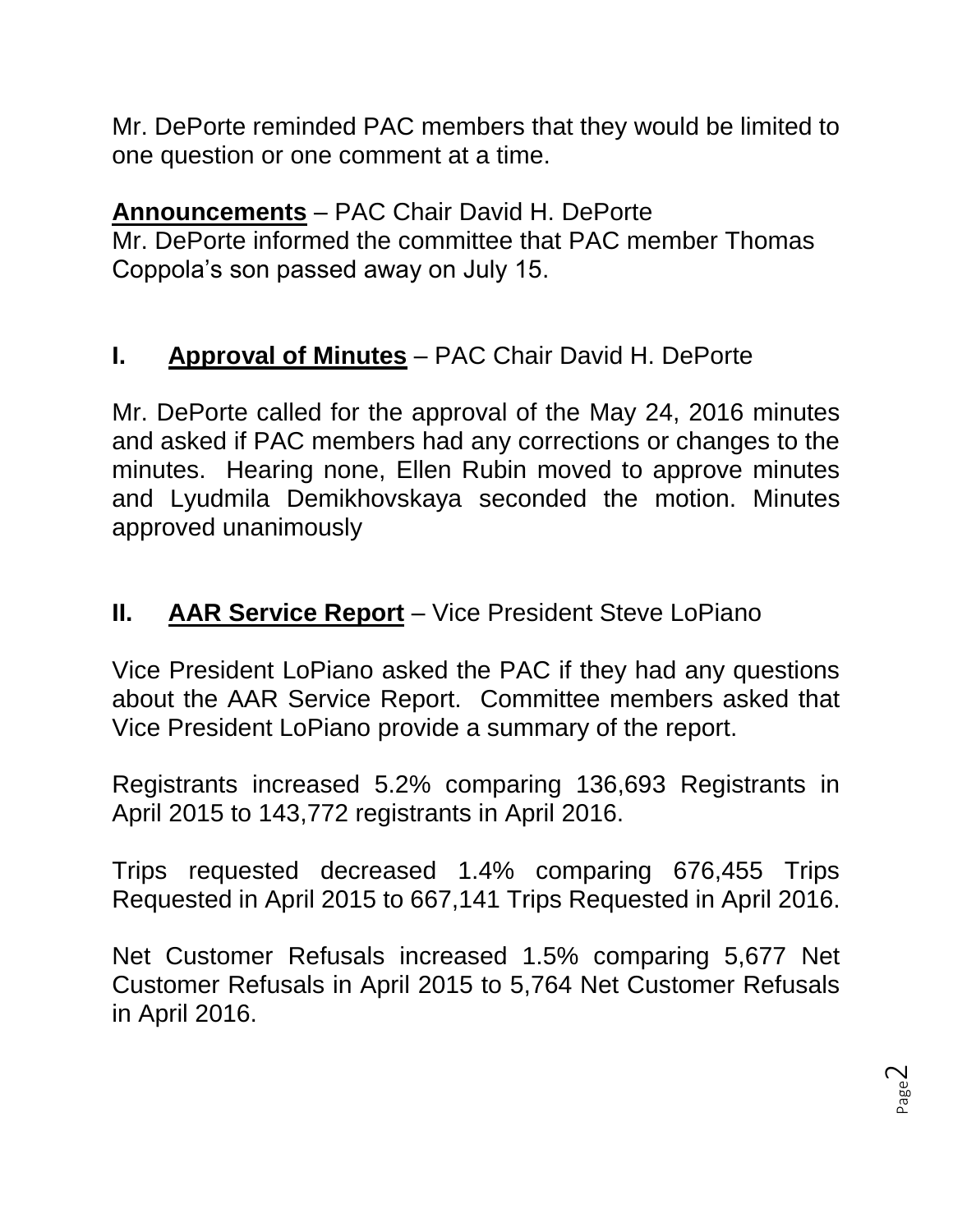Mr. DePorte reminded PAC members that they would be limited to one question or one comment at a time.

**Announcements** – PAC Chair David H. DePorte
Mr. DePorte informed the committee that PAC member Thomas Coppola's son passed away on July 15.

## I. **Approval of Minutes** – PAC Chair David H. DePorte

Mr. DePorte called for the approval of the May 24, 2016 minutes and asked if PAC members had any corrections or changes to the minutes. Hearing none, Ellen Rubin moved to approve minutes and Lyudmila Demikhovskaya seconded the motion. Minutes approved unanimously

## II. **AAR Service Report** – Vice President Steve LoPiano

Vice President LoPiano asked the PAC if they had any questions about the AAR Service Report. Committee members asked that Vice President LoPiano provide a summary of the report.

Registrants increased 5.2% comparing 136,693 Registrants in April 2015 to 143,772 registrants in April 2016.

Trips requested decreased 1.4% comparing 676,455 Trips Requested in April 2015 to 667,141 Trips Requested in April 2016.

Net Customer Refusals increased 1.5% comparing 5,677 Net Customer Refusals in April 2015 to 5,764 Net Customer Refusals in April 2016.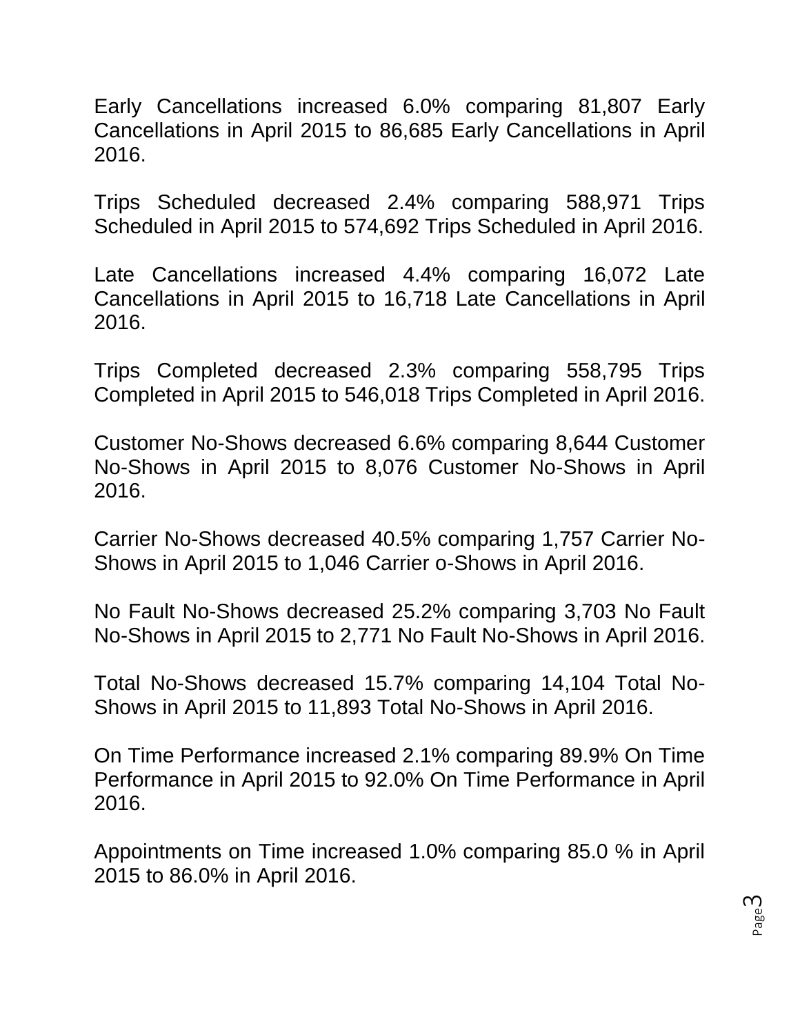Early Cancellations increased 6.0% comparing 81,807 Early Cancellations in April 2015 to 86,685 Early Cancellations in April 2016.

Trips Scheduled decreased 2.4% comparing 588,971 Trips Scheduled in April 2015 to 574,692 Trips Scheduled in April 2016.

Late Cancellations increased 4.4% comparing 16,072 Late Cancellations in April 2015 to 16,718 Late Cancellations in April 2016.

Trips Completed decreased 2.3% comparing 558,795 Trips Completed in April 2015 to 546,018 Trips Completed in April 2016.

Customer No-Shows decreased 6.6% comparing 8,644 Customer No-Shows in April 2015 to 8,076 Customer No-Shows in April 2016.

Carrier No-Shows decreased 40.5% comparing 1,757 Carrier No-Shows in April 2015 to 1,046 Carrier o-Shows in April 2016.

No Fault No-Shows decreased 25.2% comparing 3,703 No Fault No-Shows in April 2015 to 2,771 No Fault No-Shows in April 2016.

Total No-Shows decreased 15.7% comparing 14,104 Total No-Shows in April 2015 to 11,893 Total No-Shows in April 2016.

On Time Performance increased 2.1% comparing 89.9% On Time Performance in April 2015 to 92.0% On Time Performance in April 2016.

Appointments on Time increased 1.0% comparing 85.0 % in April 2015 to 86.0% in April 2016.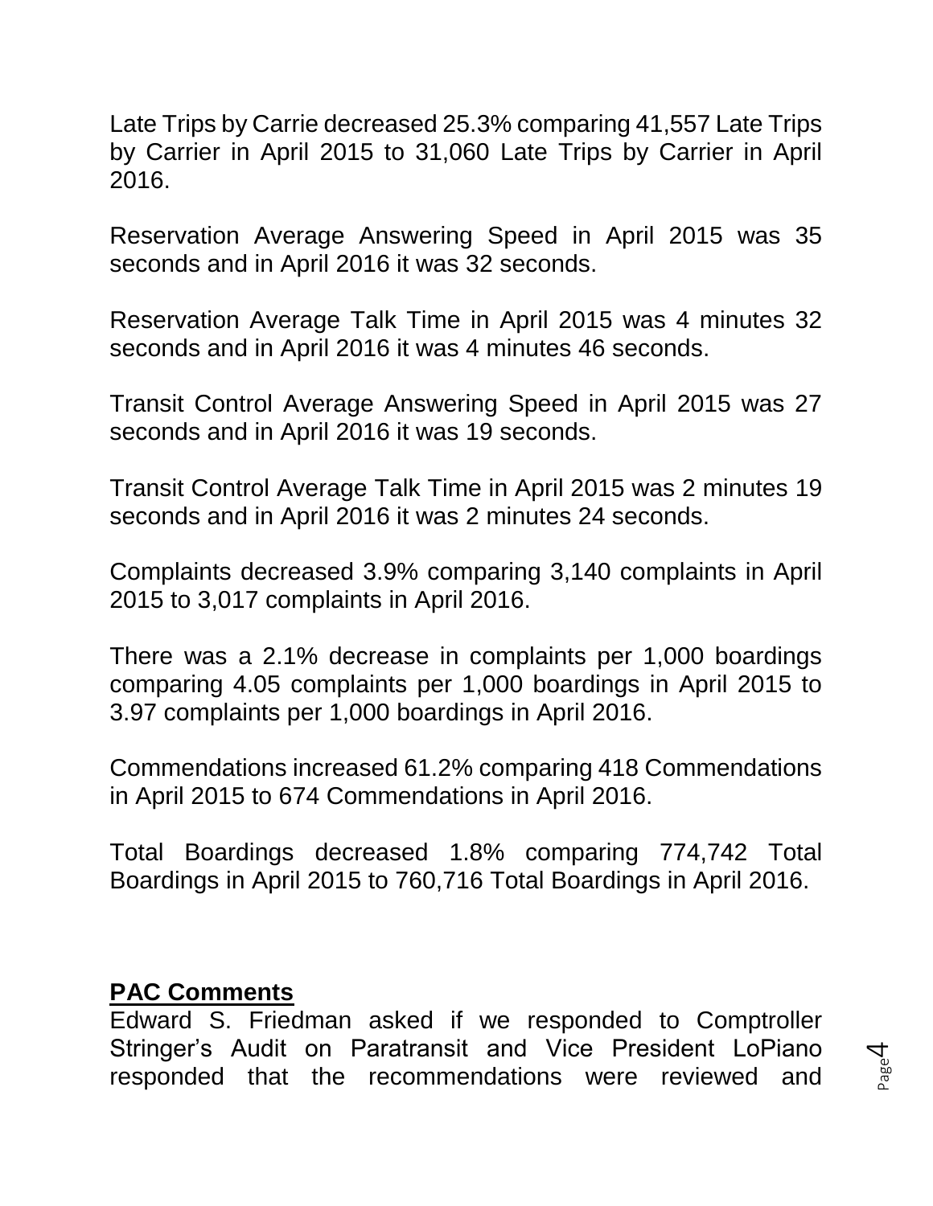Late Trips by Carrie decreased 25.3% comparing 41,557 Late Trips by Carrier in April 2015 to 31,060 Late Trips by Carrier in April 2016.

Reservation Average Answering Speed in April 2015 was 35 seconds and in April 2016 it was 32 seconds.

Reservation Average Talk Time in April 2015 was 4 minutes 32 seconds and in April 2016 it was 4 minutes 46 seconds.

Transit Control Average Answering Speed in April 2015 was 27 seconds and in April 2016 it was 19 seconds.

Transit Control Average Talk Time in April 2015 was 2 minutes 19 seconds and in April 2016 it was 2 minutes 24 seconds.

Complaints decreased 3.9% comparing 3,140 complaints in April 2015 to 3,017 complaints in April 2016.

There was a 2.1% decrease in complaints per 1,000 boardings comparing 4.05 complaints per 1,000 boardings in April 2015 to 3.97 complaints per 1,000 boardings in April 2016.

Commendations increased 61.2% comparing 418 Commendations in April 2015 to 674 Commendations in April 2016.

Total Boardings decreased 1.8% comparing 774,742 Total Boardings in April 2015 to 760,716 Total Boardings in April 2016.

**PAC Comments**

Edward S. Friedman asked if we responded to Comptroller Stringer's Audit on Paratransit and Vice President LoPiano responded that the recommendations were reviewed and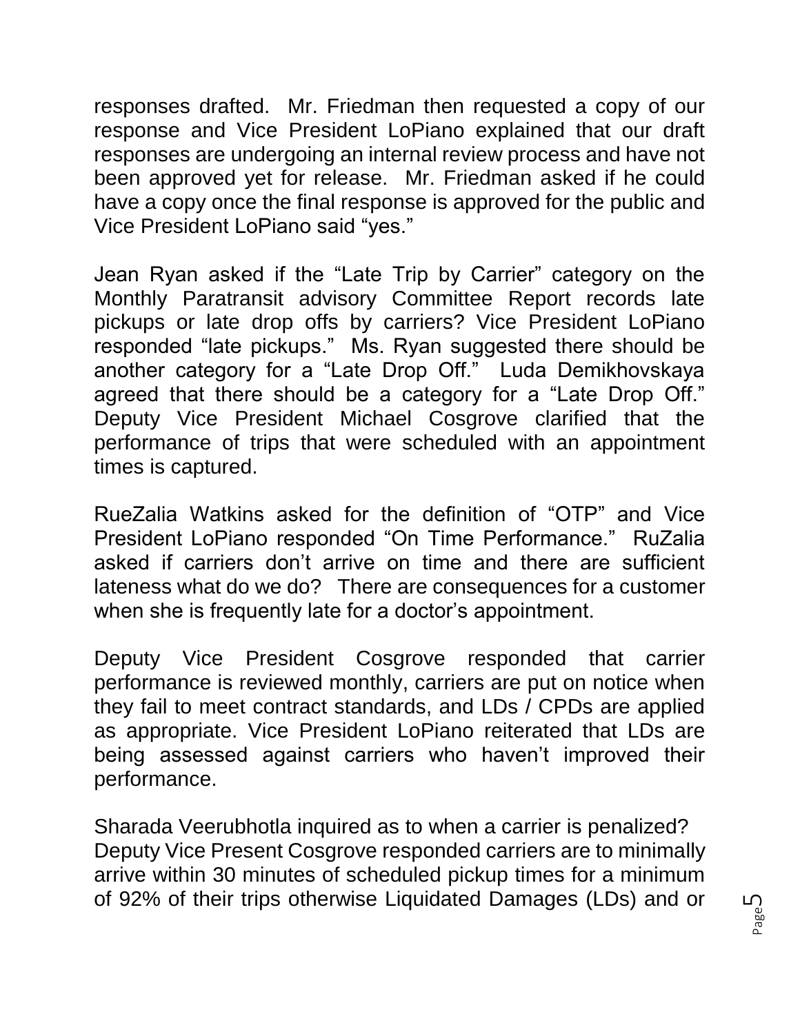responses drafted. Mr. Friedman then requested a copy of our response and Vice President LoPiano explained that our draft responses are undergoing an internal review process and have not been approved yet for release. Mr. Friedman asked if he could have a copy once the final response is approved for the public and Vice President LoPiano said "yes."

Jean Ryan asked if the "Late Trip by Carrier" category on the Monthly Paratransit advisory Committee Report records late pickups or late drop offs by carriers? Vice President LoPiano responded "late pickups." Ms. Ryan suggested there should be another category for a "Late Drop Off." Luda Demikhovskaya agreed that there should be a category for a "Late Drop Off." Deputy Vice President Michael Cosgrove clarified that the performance of trips that were scheduled with an appointment times is captured.

RueZalia Watkins asked for the definition of "OTP" and Vice President LoPiano responded "On Time Performance." RuZalia asked if carriers don't arrive on time and there are sufficient lateness what do we do? There are consequences for a customer when she is frequently late for a doctor's appointment.

Deputy Vice President Cosgrove responded that carrier performance is reviewed monthly, carriers are put on notice when they fail to meet contract standards, and LDs / CPDs are applied as appropriate. Vice President LoPiano reiterated that LDs are being assessed against carriers who haven't improved their performance.

Sharada Veerubhotla inquired as to when a carrier is penalized? Deputy Vice Present Cosgrove responded carriers are to minimally arrive within 30 minutes of scheduled pickup times for a minimum of 92% of their trips otherwise Liquidated Damages (LDs) and or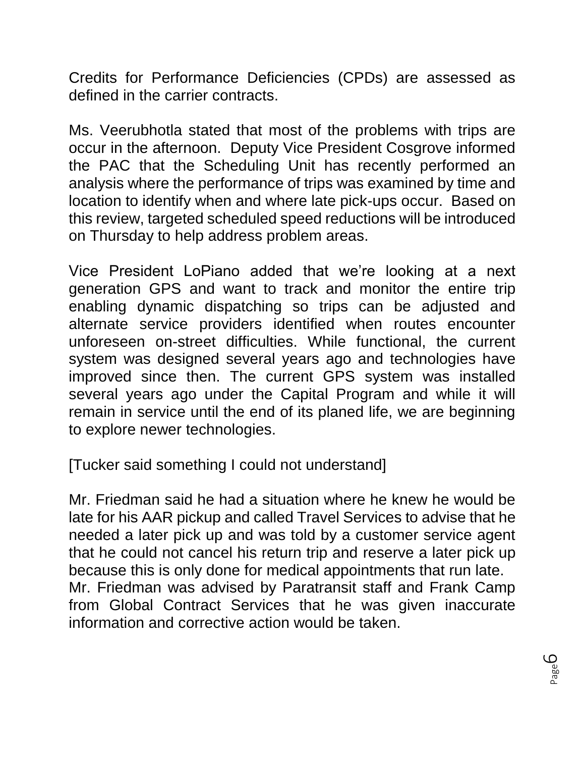Credits for Performance Deficiencies (CPDs) are assessed as defined in the carrier contracts.

Ms. Veerubhotla stated that most of the problems with trips are occur in the afternoon. Deputy Vice President Cosgrove informed the PAC that the Scheduling Unit has recently performed an analysis where the performance of trips was examined by time and location to identify when and where late pick-ups occur. Based on this review, targeted scheduled speed reductions will be introduced on Thursday to help address problem areas.

Vice President LoPiano added that we're looking at a next generation GPS and want to track and monitor the entire trip enabling dynamic dispatching so trips can be adjusted and alternate service providers identified when routes encounter unforeseen on-street difficulties. While functional, the current system was designed several years ago and technologies have improved since then. The current GPS system was installed several years ago under the Capital Program and while it will remain in service until the end of its planed life, we are beginning to explore newer technologies.

[Tucker said something I could not understand]

Mr. Friedman said he had a situation where he knew he would be late for his AAR pickup and called Travel Services to advise that he needed a later pick up and was told by a customer service agent that he could not cancel his return trip and reserve a later pick up because this is only done for medical appointments that run late. Mr. Friedman was advised by Paratransit staff and Frank Camp from Global Contract Services that he was given inaccurate information and corrective action would be taken.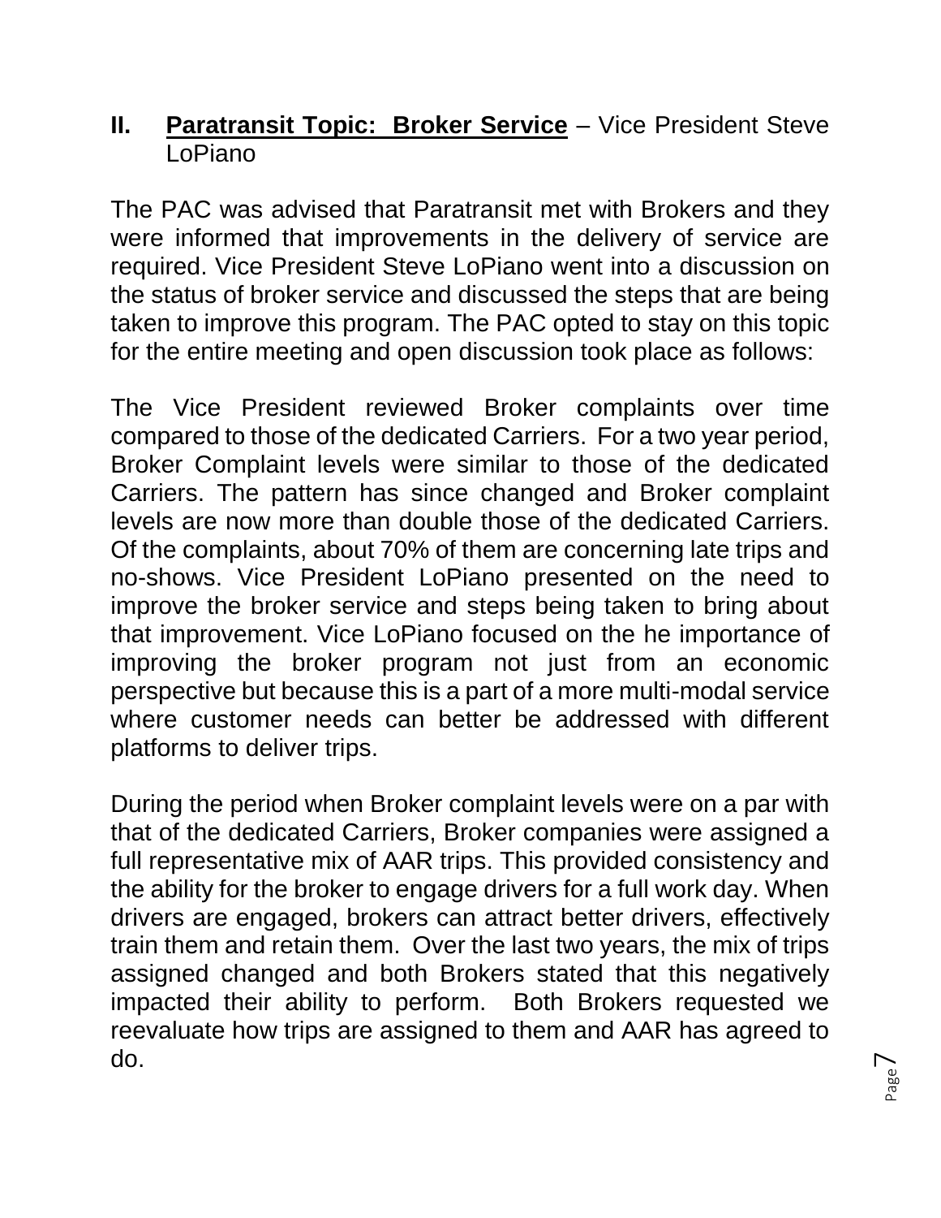## II. **Paratransit Topic: Broker Service** – Vice President Steve LoPiano

The PAC was advised that Paratransit met with Brokers and they were informed that improvements in the delivery of service are required. Vice President Steve LoPiano went into a discussion on the status of broker service and discussed the steps that are being taken to improve this program. The PAC opted to stay on this topic for the entire meeting and open discussion took place as follows:

The Vice President reviewed Broker complaints over time compared to those of the dedicated Carriers. For a two year period, Broker Complaint levels were similar to those of the dedicated Carriers. The pattern has since changed and Broker complaint levels are now more than double those of the dedicated Carriers. Of the complaints, about 70% of them are concerning late trips and no-shows. Vice President LoPiano presented on the need to improve the broker service and steps being taken to bring about that improvement. Vice LoPiano focused on the he importance of improving the broker program not just from an economic perspective but because this is a part of a more multi-modal service where customer needs can better be addressed with different platforms to deliver trips.

During the period when Broker complaint levels were on a par with that of the dedicated Carriers, Broker companies were assigned a full representative mix of AAR trips. This provided consistency and the ability for the broker to engage drivers for a full work day. When drivers are engaged, brokers can attract better drivers, effectively train them and retain them. Over the last two years, the mix of trips assigned changed and both Brokers stated that this negatively impacted their ability to perform. Both Brokers requested we reevaluate how trips are assigned to them and AAR has agreed to do.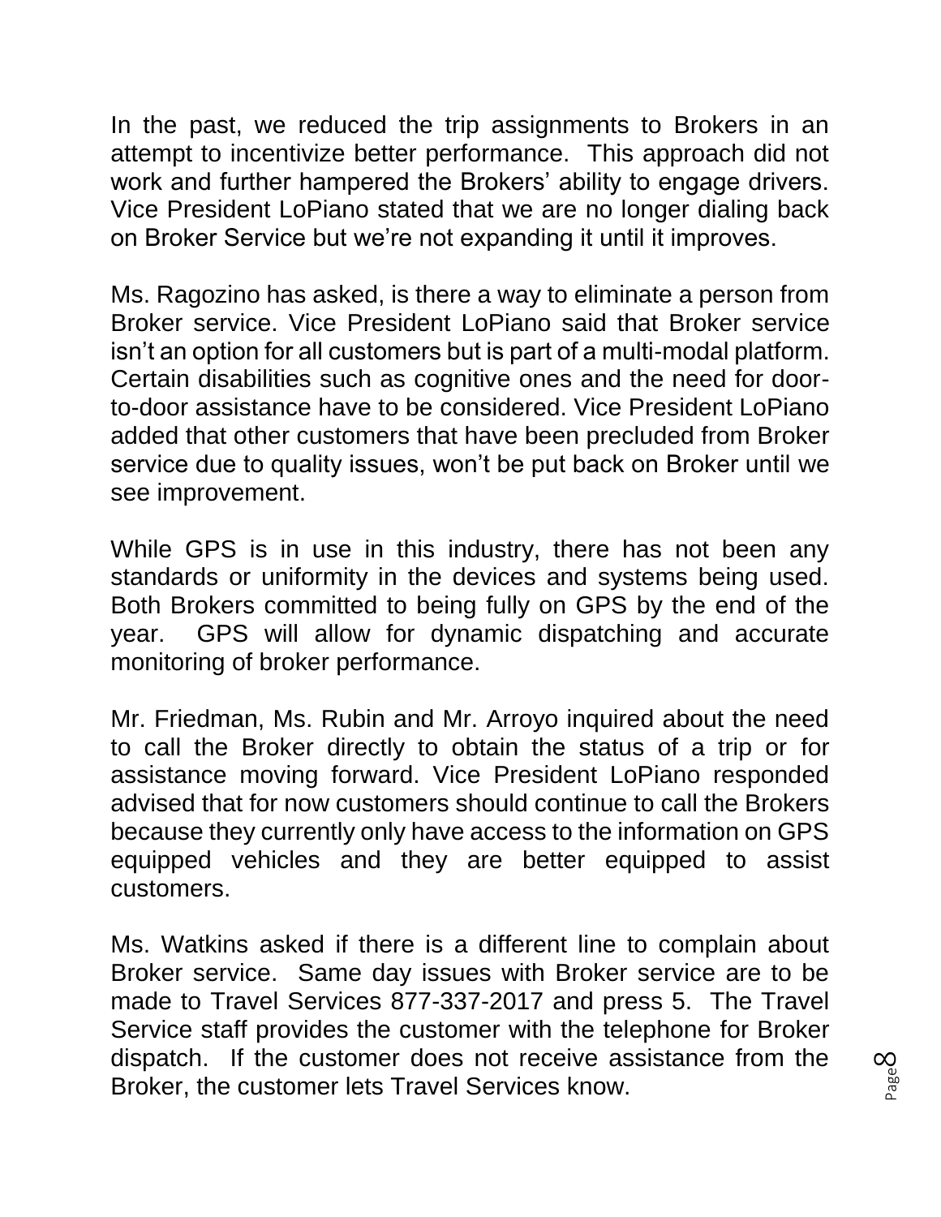In the past, we reduced the trip assignments to Brokers in an attempt to incentivize better performance. This approach did not work and further hampered the Brokers' ability to engage drivers. Vice President LoPiano stated that we are no longer dialing back on Broker Service but we're not expanding it until it improves.

Ms. Ragozino has asked, is there a way to eliminate a person from Broker service. Vice President LoPiano said that Broker service isn't an option for all customers but is part of a multi-modal platform. Certain disabilities such as cognitive ones and the need for door-to-door assistance have to be considered. Vice President LoPiano added that other customers that have been precluded from Broker service due to quality issues, won't be put back on Broker until we see improvement.

While GPS is in use in this industry, there has not been any standards or uniformity in the devices and systems being used. Both Brokers committed to being fully on GPS by the end of the year. GPS will allow for dynamic dispatching and accurate monitoring of broker performance.

Mr. Friedman, Ms. Rubin and Mr. Arroyo inquired about the need to call the Broker directly to obtain the status of a trip or for assistance moving forward. Vice President LoPiano responded advised that for now customers should continue to call the Brokers because they currently only have access to the information on GPS equipped vehicles and they are better equipped to assist customers.

Ms. Watkins asked if there is a different line to complain about Broker service. Same day issues with Broker service are to be made to Travel Services 877-337-2017 and press 5. The Travel Service staff provides the customer with the telephone for Broker dispatch. If the customer does not receive assistance from the Broker, the customer lets Travel Services know.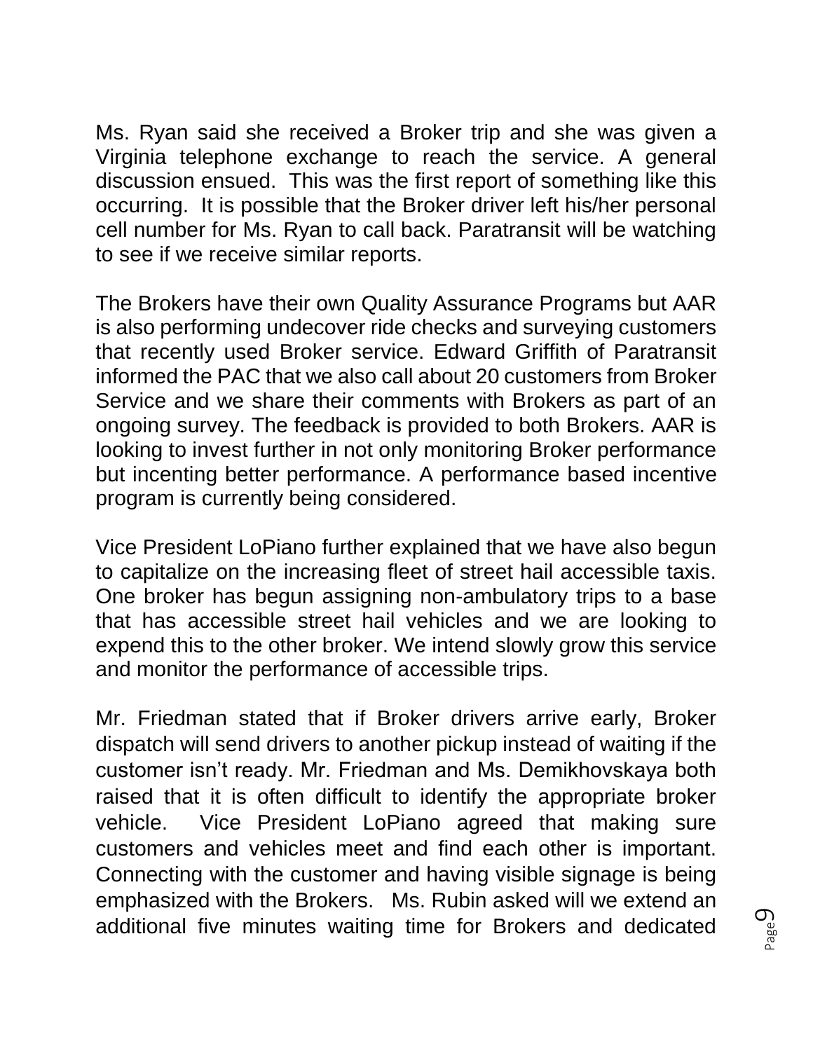Ms. Ryan said she received a Broker trip and she was given a Virginia telephone exchange to reach the service. A general discussion ensued. This was the first report of something like this occurring. It is possible that the Broker driver left his/her personal cell number for Ms. Ryan to call back. Paratransit will be watching to see if we receive similar reports.

The Brokers have their own Quality Assurance Programs but AAR is also performing undecover ride checks and surveying customers that recently used Broker service. Edward Griffith of Paratransit informed the PAC that we also call about 20 customers from Broker Service and we share their comments with Brokers as part of an ongoing survey. The feedback is provided to both Brokers. AAR is looking to invest further in not only monitoring Broker performance but incenting better performance. A performance based incentive program is currently being considered.

Vice President LoPiano further explained that we have also begun to capitalize on the increasing fleet of street hail accessible taxis. One broker has begun assigning non-ambulatory trips to a base that has accessible street hail vehicles and we are looking to expend this to the other broker. We intend slowly grow this service and monitor the performance of accessible trips.

Mr. Friedman stated that if Broker drivers arrive early, Broker dispatch will send drivers to another pickup instead of waiting if the customer isn't ready. Mr. Friedman and Ms. Demikhovskaya both raised that it is often difficult to identify the appropriate broker vehicle. Vice President LoPiano agreed that making sure customers and vehicles meet and find each other is important. Connecting with the customer and having visible signage is being emphasized with the Brokers. Ms. Rubin asked will we extend an additional five minutes waiting time for Brokers and dedicated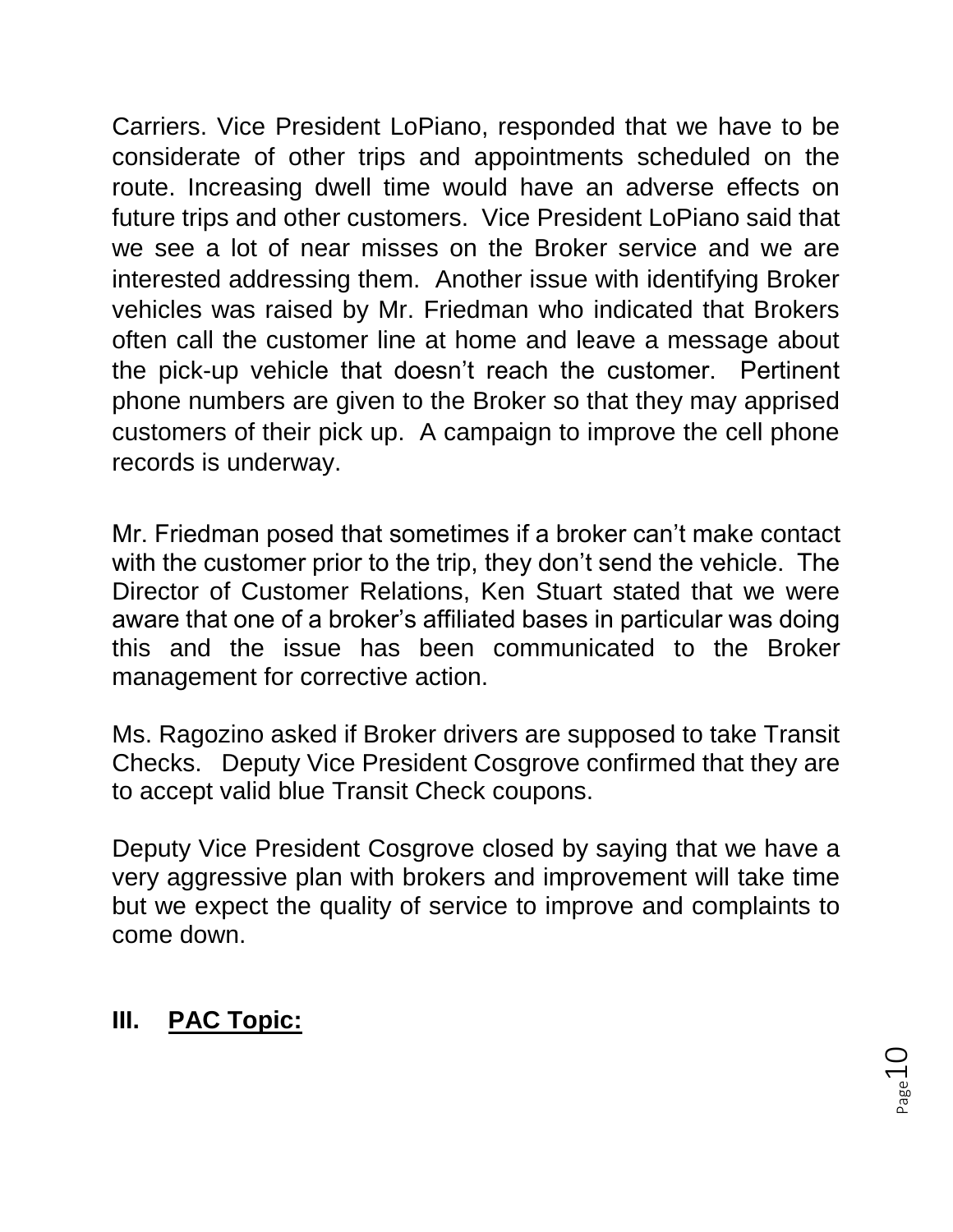Carriers. Vice President LoPiano, responded that we have to be considerate of other trips and appointments scheduled on the route. Increasing dwell time would have an adverse effects on future trips and other customers. Vice President LoPiano said that we see a lot of near misses on the Broker service and we are interested addressing them. Another issue with identifying Broker vehicles was raised by Mr. Friedman who indicated that Brokers often call the customer line at home and leave a message about the pick-up vehicle that doesn't reach the customer. Pertinent phone numbers are given to the Broker so that they may apprised customers of their pick up. A campaign to improve the cell phone records is underway.

Mr. Friedman posed that sometimes if a broker can't make contact with the customer prior to the trip, they don't send the vehicle. The Director of Customer Relations, Ken Stuart stated that we were aware that one of a broker's affiliated bases in particular was doing this and the issue has been communicated to the Broker management for corrective action.

Ms. Ragozino asked if Broker drivers are supposed to take Transit Checks. Deputy Vice President Cosgrove confirmed that they are to accept valid blue Transit Check coupons.

Deputy Vice President Cosgrove closed by saying that we have a very aggressive plan with brokers and improvement will take time but we expect the quality of service to improve and complaints to come down.

## III. PAC Topic: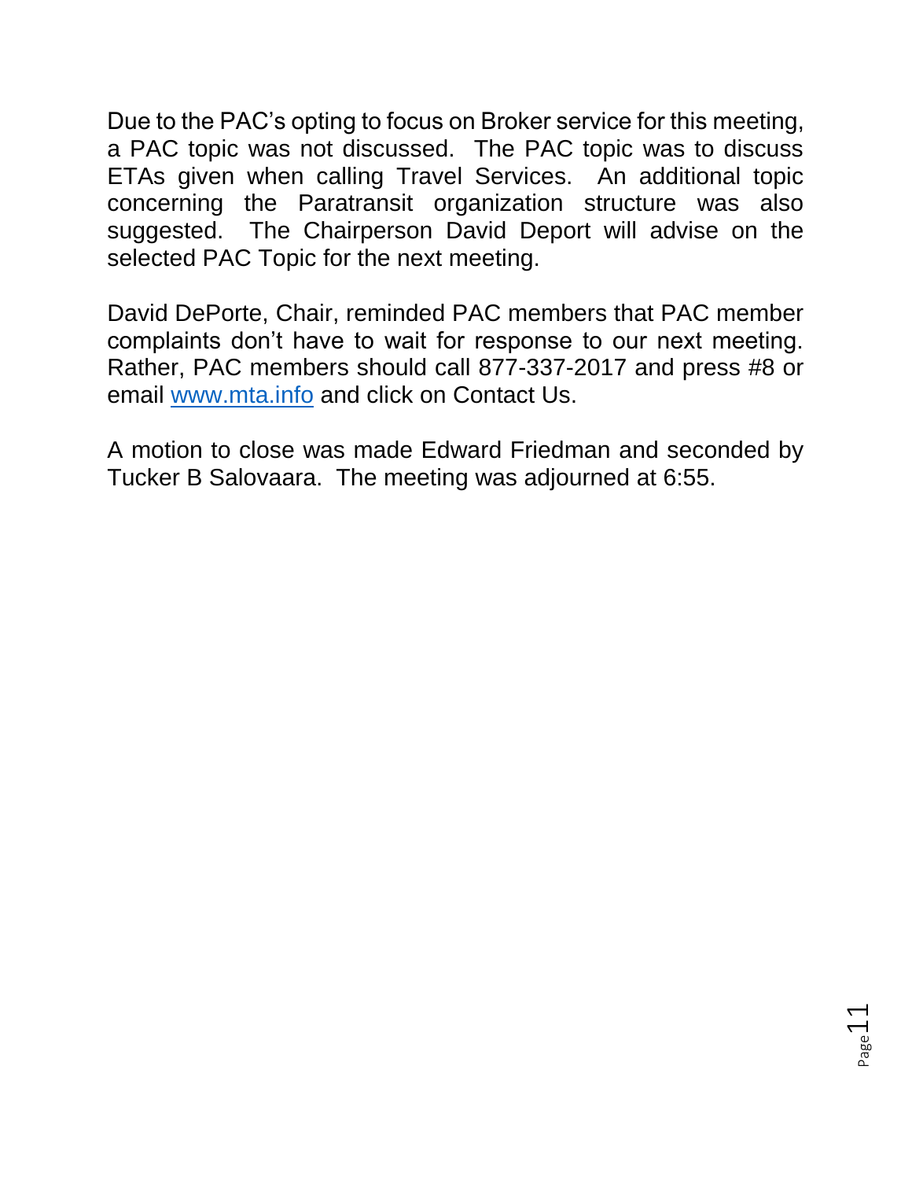Due to the PAC's opting to focus on Broker service for this meeting, a PAC topic was not discussed. The PAC topic was to discuss ETAs given when calling Travel Services. An additional topic concerning the Paratransit organization structure was also suggested. The Chairperson David Deport will advise on the selected PAC Topic for the next meeting.

David DePorte, Chair, reminded PAC members that PAC member complaints don't have to wait for response to our next meeting. Rather, PAC members should call 877-337-2017 and press #8 or email [www.mta.info](http://www.mta.info) and click on Contact Us.

A motion to close was made Edward Friedman and seconded by Tucker B Salovaara. The meeting was adjourned at 6:55.